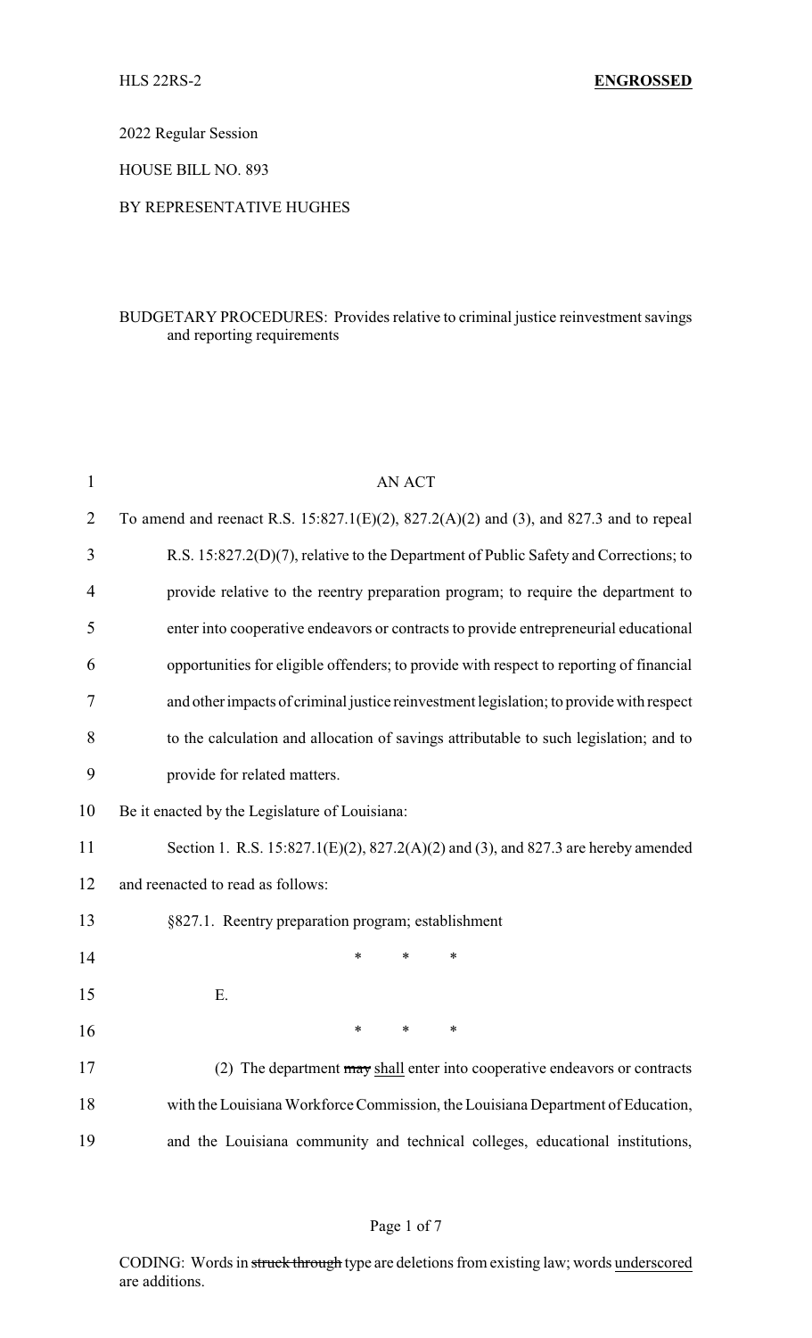HLS 22RS-2 **ENGROSSED**

2022 Regular Session

HOUSE BILL NO. 893

BY REPRESENTATIVE HUGHES

BUDGETARY PROCEDURES: Provides relative to criminal justice reinvestment savings and reporting requirements

AN ACT

To amend and reenact R.S. 15:827.1(E)(2), 827.2(A)(2) and (3), and 827.3 and to repeal R.S. 15:827.2(D)(7), relative to the Department of Public Safety and Corrections; to provide relative to the reentry preparation program; to require the department to enter into cooperative endeavors or contracts to provide entrepreneurial educational opportunities for eligible offenders; to provide with respect to reporting of financial and other impacts of criminal justice reinvestment legislation; to provide with respect to the calculation and allocation of savings attributable to such legislation; and to provide for related matters.

Be it enacted by the Legislature of Louisiana:

Section 1. R.S. 15:827.1(E)(2), 827.2(A)(2) and (3), and 827.3 are hereby amended and reenacted to read as follows:

§827.1. Reentry preparation program; establishment

\* \* \*

E.

\* \* \*

(2) The department ~~may~~ <u>shall</u> enter into cooperative endeavors or contracts with the Louisiana Workforce Commission, the Louisiana Department of Education, and the Louisiana community and technical colleges, educational institutions,

CODING: Words in ~~struck through~~ type are deletions from existing law; words <u>underscored</u> are additions.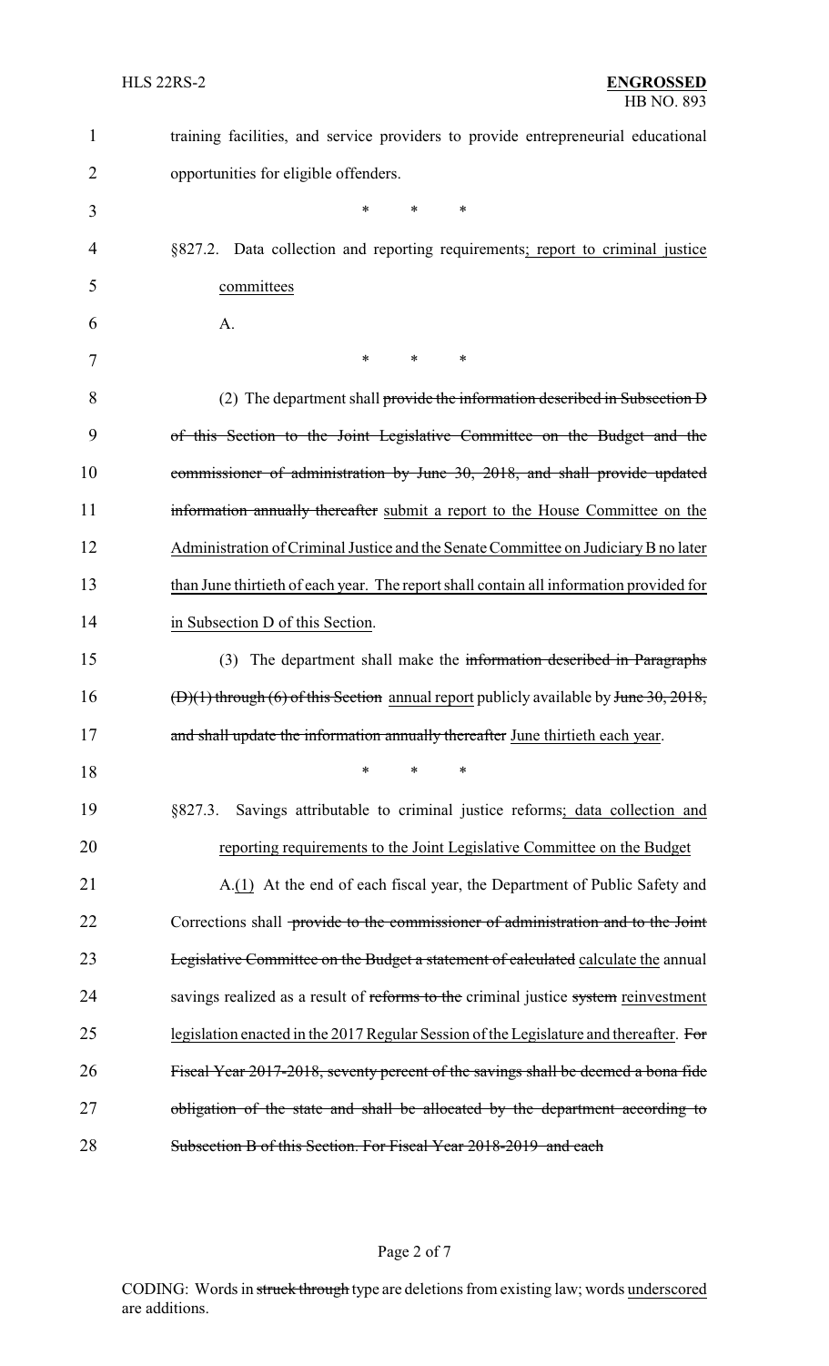training facilities, and service providers to provide entrepreneurial educational opportunities for eligible offenders.

\* \* \*

§827.2. Data collection and reporting requirements<u>; report to criminal justice committees</u>

A.

\* \* \*

(2) The department shall ~~provide the information described in Subsection D of this Section to the Joint Legislative Committee on the Budget and the commissioner of administration by June 30, 2018, and shall provide updated information annually thereafter~~ <u>submit a report to the House Committee on the Administration of Criminal Justice and the Senate Committee on Judiciary B no later than June thirtieth of each year. The report shall contain all information provided for in Subsection D of this Section</u>.

(3) The department shall make the ~~information described in Paragraphs (D)(1) through (6) of this Section~~ <u>annual report</u> publicly available by ~~June 30, 2018, and shall update the information annually thereafter~~ <u>June thirtieth each year</u>.

\* \* \*

§827.3. Savings attributable to criminal justice reforms<u>; data collection and reporting requirements to the Joint Legislative Committee on the Budget</u>

A.<u>(1)</u> At the end of each fiscal year, the Department of Public Safety and Corrections shall ~~provide to the commissioner of administration and to the Joint Legislative Committee on the Budget a statement of calculated~~ <u>calculate the</u> annual savings realized as a result of ~~reforms to the~~ criminal justice ~~system~~ <u>reinvestment legislation enacted in the 2017 Regular Session of the Legislature and thereafter</u>. ~~For Fiscal Year 2017-2018, seventy percent of the savings shall be deemed a bona fide obligation of the state and shall be allocated by the department according to Subsection B of this Section. For Fiscal Year 2018-2019 and each~~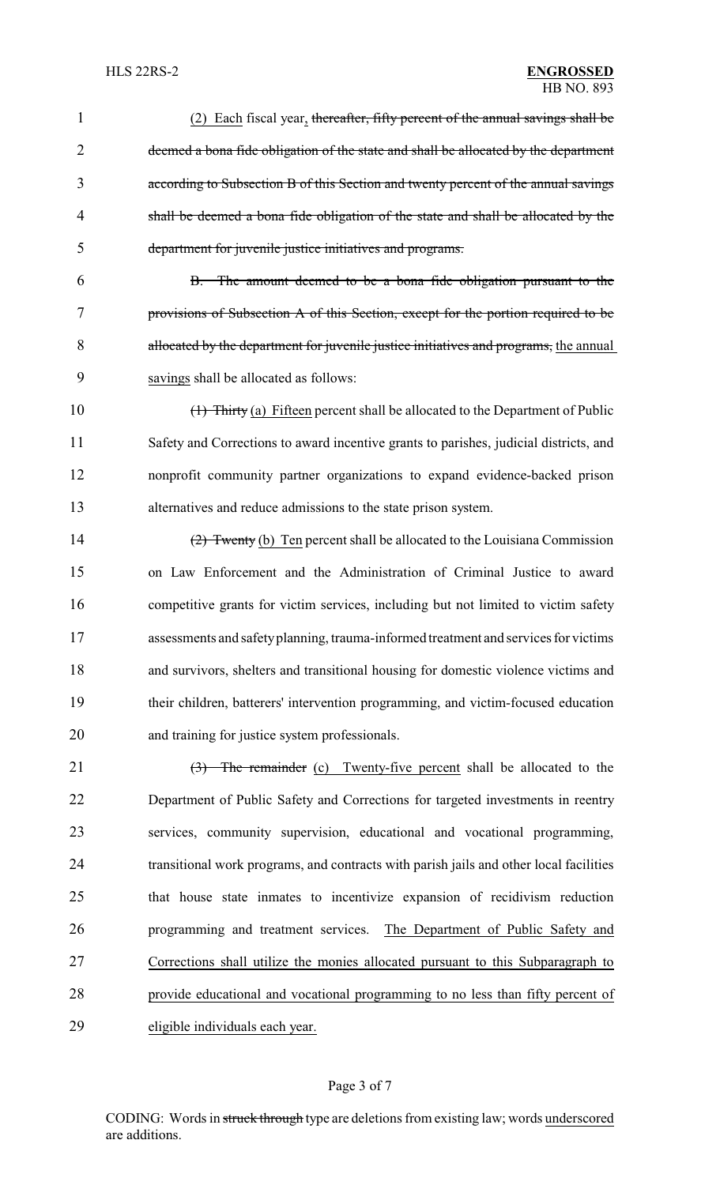(2) Each fiscal year, ~~thereafter, fifty percent of the annual savings shall be deemed a bona fide obligation of the state and shall be allocated by the department according to Subsection B of this Section and twenty percent of the annual savings shall be deemed a bona fide obligation of the state and shall be allocated by the department for juvenile justice initiatives and programs.~~

~~B. The amount deemed to be a bona fide obligation pursuant to the provisions of Subsection A of this Section, except for the portion required to be allocated by the department for juvenile justice initiatives and programs,~~ the annual savings shall be allocated as follows:

~~(1) Thirty~~ (a) Fifteen percent shall be allocated to the Department of Public Safety and Corrections to award incentive grants to parishes, judicial districts, and nonprofit community partner organizations to expand evidence-backed prison alternatives and reduce admissions to the state prison system.

~~(2) Twenty~~ (b) Ten percent shall be allocated to the Louisiana Commission on Law Enforcement and the Administration of Criminal Justice to award competitive grants for victim services, including but not limited to victim safety assessments and safety planning, trauma-informed treatment and services for victims and survivors, shelters and transitional housing for domestic violence victims and their children, batterers' intervention programming, and victim-focused education and training for justice system professionals.

~~(3) The remainder~~ (c) Twenty-five percent shall be allocated to the Department of Public Safety and Corrections for targeted investments in reentry services, community supervision, educational and vocational programming, transitional work programs, and contracts with parish jails and other local facilities that house state inmates to incentivize expansion of recidivism reduction programming and treatment services. The Department of Public Safety and Corrections shall utilize the monies allocated pursuant to this Subparagraph to provide educational and vocational programming to no less than fifty percent of eligible individuals each year.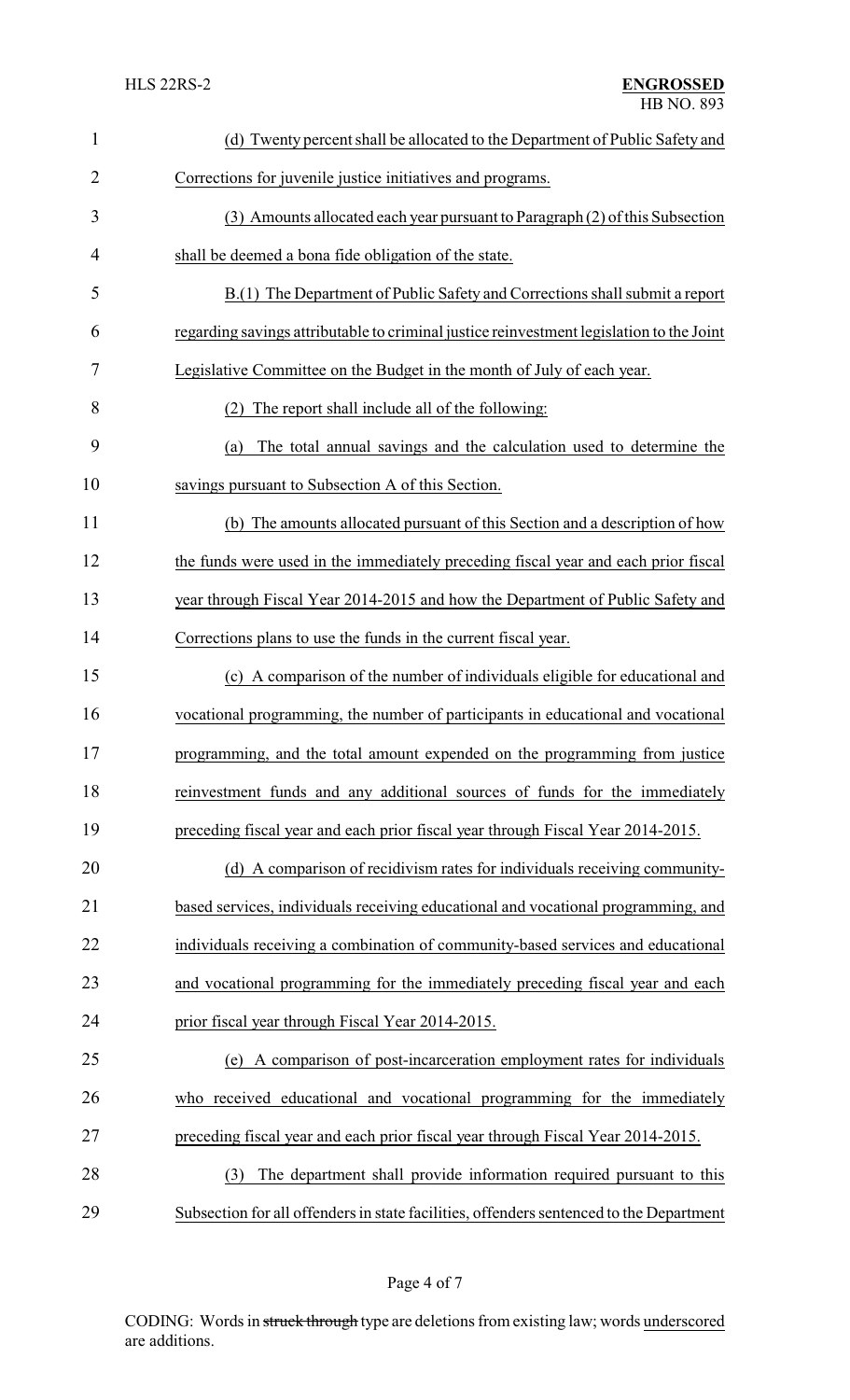(d) Twenty percent shall be allocated to the Department of Public Safety and Corrections for juvenile justice initiatives and programs.

(3) Amounts allocated each year pursuant to Paragraph (2) of this Subsection shall be deemed a bona fide obligation of the state.

B.(1) The Department of Public Safety and Corrections shall submit a report regarding savings attributable to criminal justice reinvestment legislation to the Joint Legislative Committee on the Budget in the month of July of each year.

(2) The report shall include all of the following:

(a) The total annual savings and the calculation used to determine the savings pursuant to Subsection A of this Section.

(b) The amounts allocated pursuant of this Section and a description of how the funds were used in the immediately preceding fiscal year and each prior fiscal year through Fiscal Year 2014-2015 and how the Department of Public Safety and Corrections plans to use the funds in the current fiscal year.

(c) A comparison of the number of individuals eligible for educational and vocational programming, the number of participants in educational and vocational programming, and the total amount expended on the programming from justice reinvestment funds and any additional sources of funds for the immediately preceding fiscal year and each prior fiscal year through Fiscal Year 2014-2015.

(d) A comparison of recidivism rates for individuals receiving community-based services, individuals receiving educational and vocational programming, and individuals receiving a combination of community-based services and educational and vocational programming for the immediately preceding fiscal year and each prior fiscal year through Fiscal Year 2014-2015.

(e) A comparison of post-incarceration employment rates for individuals who received educational and vocational programming for the immediately preceding fiscal year and each prior fiscal year through Fiscal Year 2014-2015.

(3) The department shall provide information required pursuant to this Subsection for all offenders in state facilities, offenders sentenced to the Department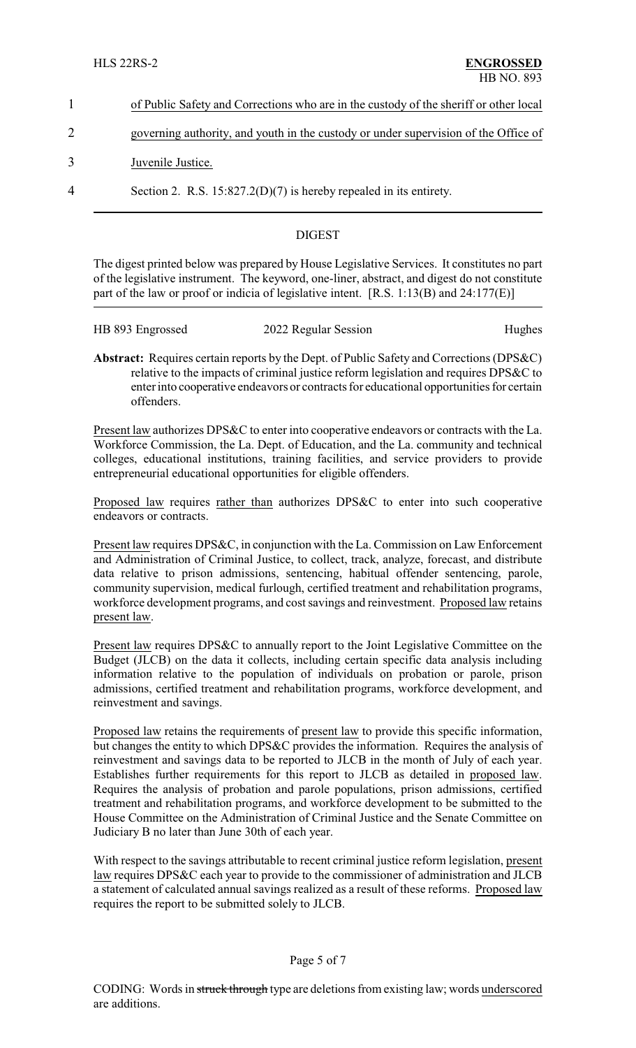1 of Public Safety and Corrections who are in the custody of the sheriff or other local

2 governing authority, and youth in the custody or under supervision of the Office of

3 Juvenile Justice.

4 Section 2. R.S. 15:827.2(D)(7) is hereby repealed in its entirety.

## DIGEST

The digest printed below was prepared by House Legislative Services. It constitutes no part of the legislative instrument. The keyword, one-liner, abstract, and digest do not constitute part of the law or proof or indicia of legislative intent. [R.S. 1:13(B) and 24:177(E)]

HB 893 Engrossed 2022 Regular Session Hughes

**Abstract:** Requires certain reports by the Dept. of Public Safety and Corrections (DPS&C) relative to the impacts of criminal justice reform legislation and requires DPS&C to enter into cooperative endeavors or contracts for educational opportunities for certain offenders.

Present law authorizes DPS&C to enter into cooperative endeavors or contracts with the La. Workforce Commission, the La. Dept. of Education, and the La. community and technical colleges, educational institutions, training facilities, and service providers to provide entrepreneurial educational opportunities for eligible offenders.

Proposed law requires rather than authorizes DPS&C to enter into such cooperative endeavors or contracts.

Present law requires DPS&C, in conjunction with the La. Commission on Law Enforcement and Administration of Criminal Justice, to collect, track, analyze, forecast, and distribute data relative to prison admissions, sentencing, habitual offender sentencing, parole, community supervision, medical furlough, certified treatment and rehabilitation programs, workforce development programs, and cost savings and reinvestment. Proposed law retains present law.

Present law requires DPS&C to annually report to the Joint Legislative Committee on the Budget (JLCB) on the data it collects, including certain specific data analysis including information relative to the population of individuals on probation or parole, prison admissions, certified treatment and rehabilitation programs, workforce development, and reinvestment and savings.

Proposed law retains the requirements of present law to provide this specific information, but changes the entity to which DPS&C provides the information. Requires the analysis of reinvestment and savings data to be reported to JLCB in the month of July of each year. Establishes further requirements for this report to JLCB as detailed in proposed law. Requires the analysis of probation and parole populations, prison admissions, certified treatment and rehabilitation programs, and workforce development to be submitted to the House Committee on the Administration of Criminal Justice and the Senate Committee on Judiciary B no later than June 30th of each year.

With respect to the savings attributable to recent criminal justice reform legislation, present law requires DPS&C each year to provide to the commissioner of administration and JLCB a statement of calculated annual savings realized as a result of these reforms. Proposed law requires the report to be submitted solely to JLCB.

CODING: Words in ~~struck through~~ type are deletions from existing law; words underscored are additions.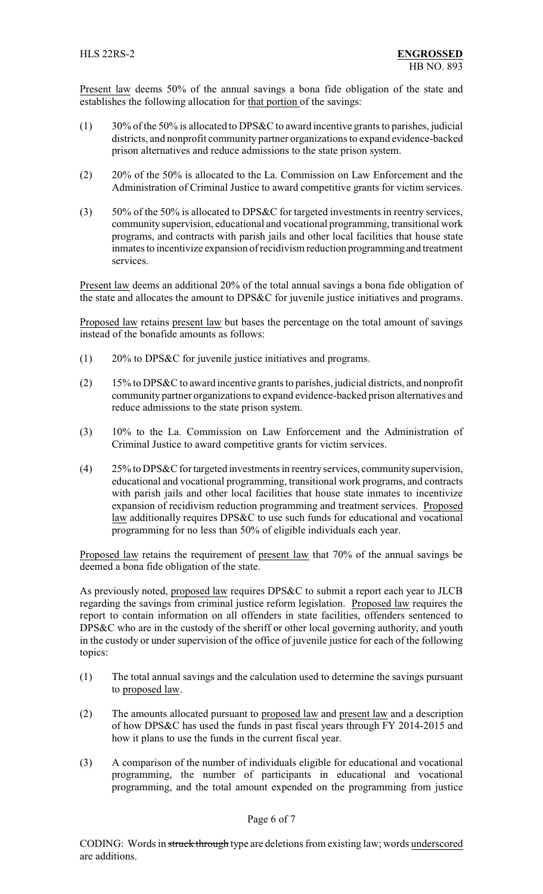Present law deems 50% of the annual savings a bona fide obligation of the state and establishes the following allocation for that portion of the savings:

(1) 30% of the 50% is allocated to DPS&C to award incentive grants to parishes, judicial districts, and nonprofit community partner organizations to expand evidence-backed prison alternatives and reduce admissions to the state prison system.

(2) 20% of the 50% is allocated to the La. Commission on Law Enforcement and the Administration of Criminal Justice to award competitive grants for victim services.

(3) 50% of the 50% is allocated to DPS&C for targeted investments in reentry services, community supervision, educational and vocational programming, transitional work programs, and contracts with parish jails and other local facilities that house state inmates to incentivize expansion of recidivism reduction programming and treatment services.

Present law deems an additional 20% of the total annual savings a bona fide obligation of the state and allocates the amount to DPS&C for juvenile justice initiatives and programs.

Proposed law retains present law but bases the percentage on the total amount of savings instead of the bonafide amounts as follows:

(1) 20% to DPS&C for juvenile justice initiatives and programs.

(2) 15% to DPS&C to award incentive grants to parishes, judicial districts, and nonprofit community partner organizations to expand evidence-backed prison alternatives and reduce admissions to the state prison system.

(3) 10% to the La. Commission on Law Enforcement and the Administration of Criminal Justice to award competitive grants for victim services.

(4) 25% to DPS&C for targeted investments in reentry services, community supervision, educational and vocational programming, transitional work programs, and contracts with parish jails and other local facilities that house state inmates to incentivize expansion of recidivism reduction programming and treatment services. Proposed law additionally requires DPS&C to use such funds for educational and vocational programming for no less than 50% of eligible individuals each year.

Proposed law retains the requirement of present law that 70% of the annual savings be deemed a bona fide obligation of the state.

As previously noted, proposed law requires DPS&C to submit a report each year to JLCB regarding the savings from criminal justice reform legislation. Proposed law requires the report to contain information on all offenders in state facilities, offenders sentenced to DPS&C who are in the custody of the sheriff or other local governing authority, and youth in the custody or under supervision of the office of juvenile justice for each of the following topics:

(1) The total annual savings and the calculation used to determine the savings pursuant to proposed law.

(2) The amounts allocated pursuant to proposed law and present law and a description of how DPS&C has used the funds in past fiscal years through FY 2014-2015 and how it plans to use the funds in the current fiscal year.

(3) A comparison of the number of individuals eligible for educational and vocational programming, the number of participants in educational and vocational programming, and the total amount expended on the programming from justice

CODING: Words in ~~struck through~~ type are deletions from existing law; words underscored are additions.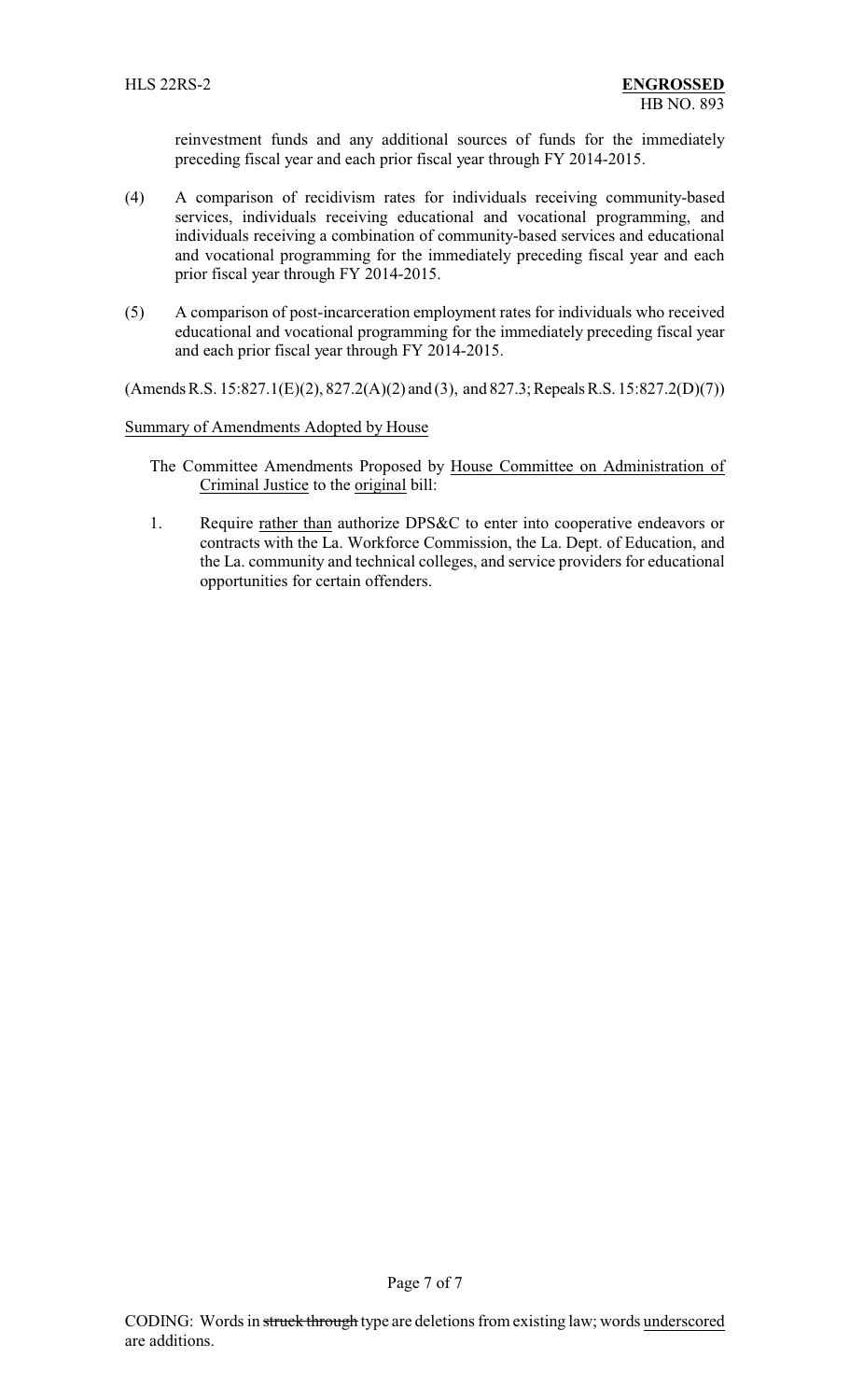reinvestment funds and any additional sources of funds for the immediately preceding fiscal year and each prior fiscal year through FY 2014-2015.

(4) A comparison of recidivism rates for individuals receiving community-based services, individuals receiving educational and vocational programming, and individuals receiving a combination of community-based services and educational and vocational programming for the immediately preceding fiscal year and each prior fiscal year through FY 2014-2015.

(5) A comparison of post-incarceration employment rates for individuals who received educational and vocational programming for the immediately preceding fiscal year and each prior fiscal year through FY 2014-2015.

(Amends R.S. 15:827.1(E)(2), 827.2(A)(2) and (3), and 827.3; Repeals R.S. 15:827.2(D)(7))

Summary of Amendments Adopted by House

The Committee Amendments Proposed by House Committee on Administration of Criminal Justice to the original bill:

1. Require rather than authorize DPS&C to enter into cooperative endeavors or contracts with the La. Workforce Commission, the La. Dept. of Education, and the La. community and technical colleges, and service providers for educational opportunities for certain offenders.

CODING: Words in ~~struck through~~ type are deletions from existing law; words underscored are additions.